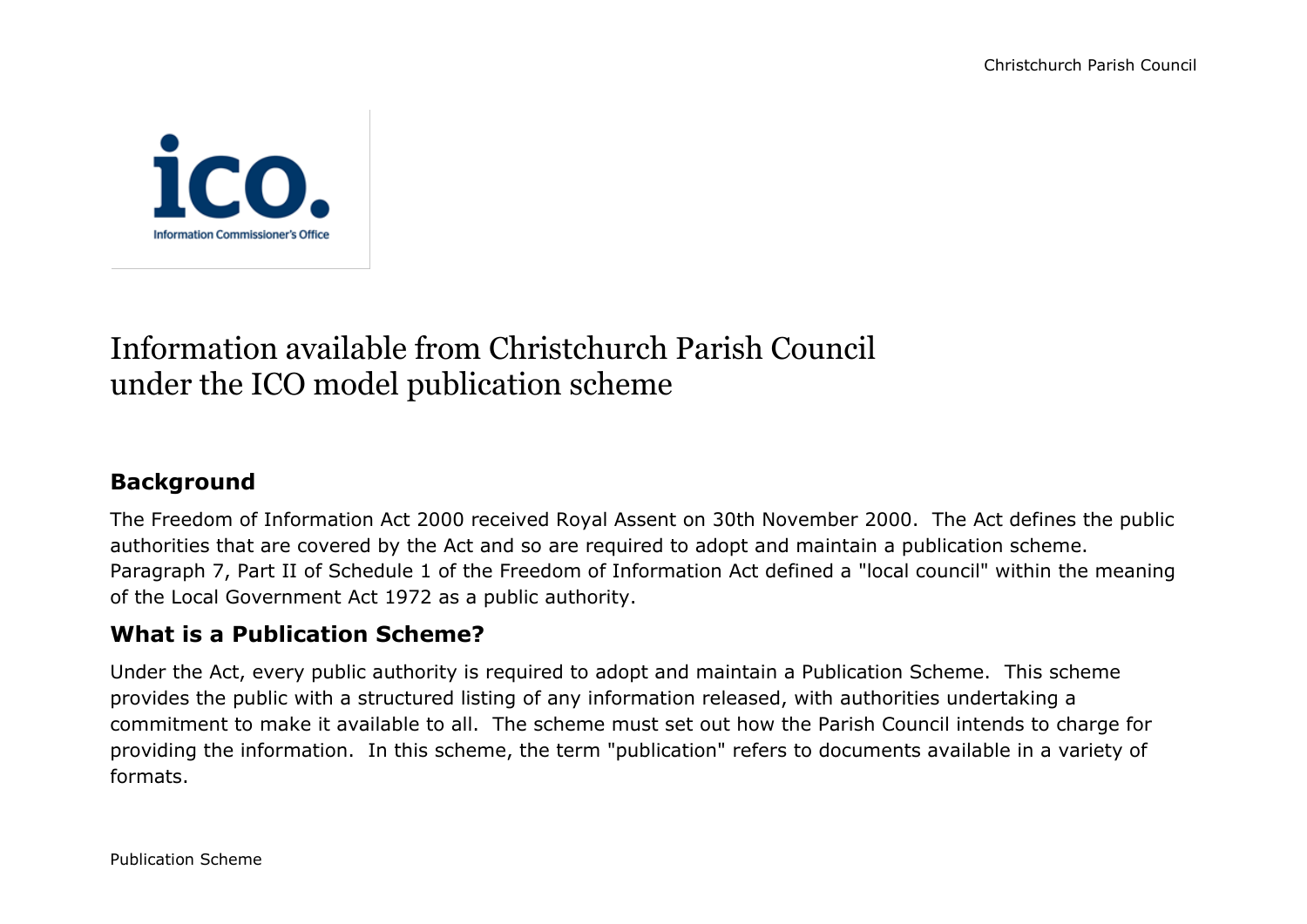# Information available from Christchurch Parish Council under the ICO model publication scheme

## Background

The Freedom of Information Act 2000 received Royal Assent on 30th November 2000. The Act defines the public authorities that are covered by the Act and so are required to adopt and maintain a publication scheme. Paragraph 7, Part II of Schedule 1 of the Freedom of Information Act defined a "local council" within the meaning of the Local Government Act 1972 as a public authority.

## What is a Publication Scheme?

Under the Act, every public authority is required to adopt and maintain a Publication Scheme. This scheme provides the public with a structured listing of any information released, with authorities undertaking a commitment to make it available to all. The scheme must set out how the Parish Council intends to charge for providing the information. In this scheme, the term "publication" refers to documents available in a variety of formats.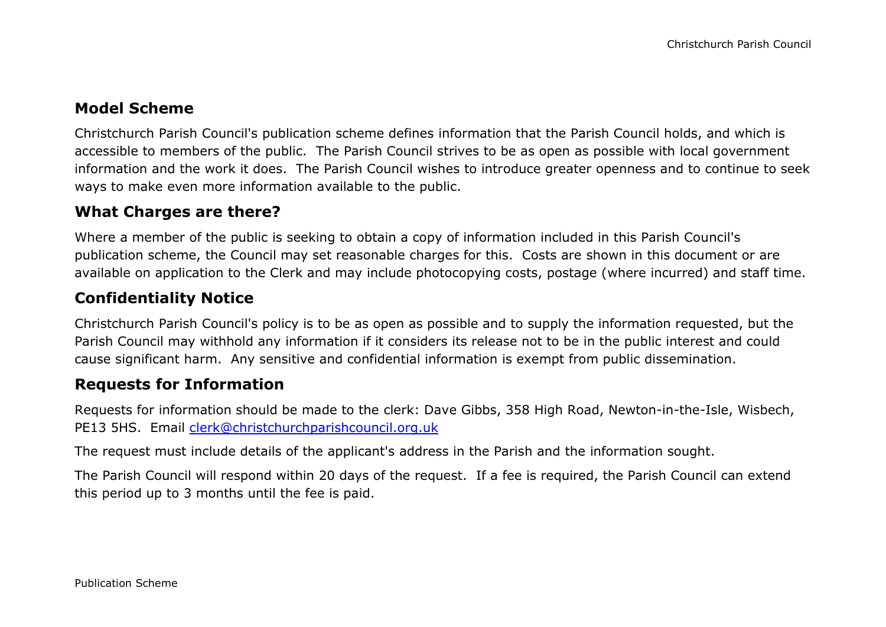## Model Scheme

Christchurch Parish Council's publication scheme defines information that the Parish Council holds, and which is accessible to members of the public. The Parish Council strives to be as open as possible with local government information and the work it does. The Parish Council wishes to introduce greater openness and to continue to seek ways to make even more information available to the public.

## What Charges are there?

Where a member of the public is seeking to obtain a copy of information included in this Parish Council's publication scheme, the Council may set reasonable charges for this. Costs are shown in this document or are available on application to the Clerk and may include photocopying costs, postage (where incurred) and staff time.

## Confidentiality Notice

Christchurch Parish Council's policy is to be as open as possible and to supply the information requested, but the Parish Council may withhold any information if it considers its release not to be in the public interest and could cause significant harm. Any sensitive and confidential information is exempt from public dissemination.

## Requests for Information

Requests for information should be made to the clerk: Dave Gibbs, 358 High Road, Newton-in-the-Isle, Wisbech, PE13 5HS. Email [clerk@christchurchparishcouncil.org.uk](mailto:clerk@christchurchparishcouncil.org.uk)

The request must include details of the applicant's address in the Parish and the information sought.

The Parish Council will respond within 20 days of the request. If a fee is required, the Parish Council can extend this period up to 3 months until the fee is paid.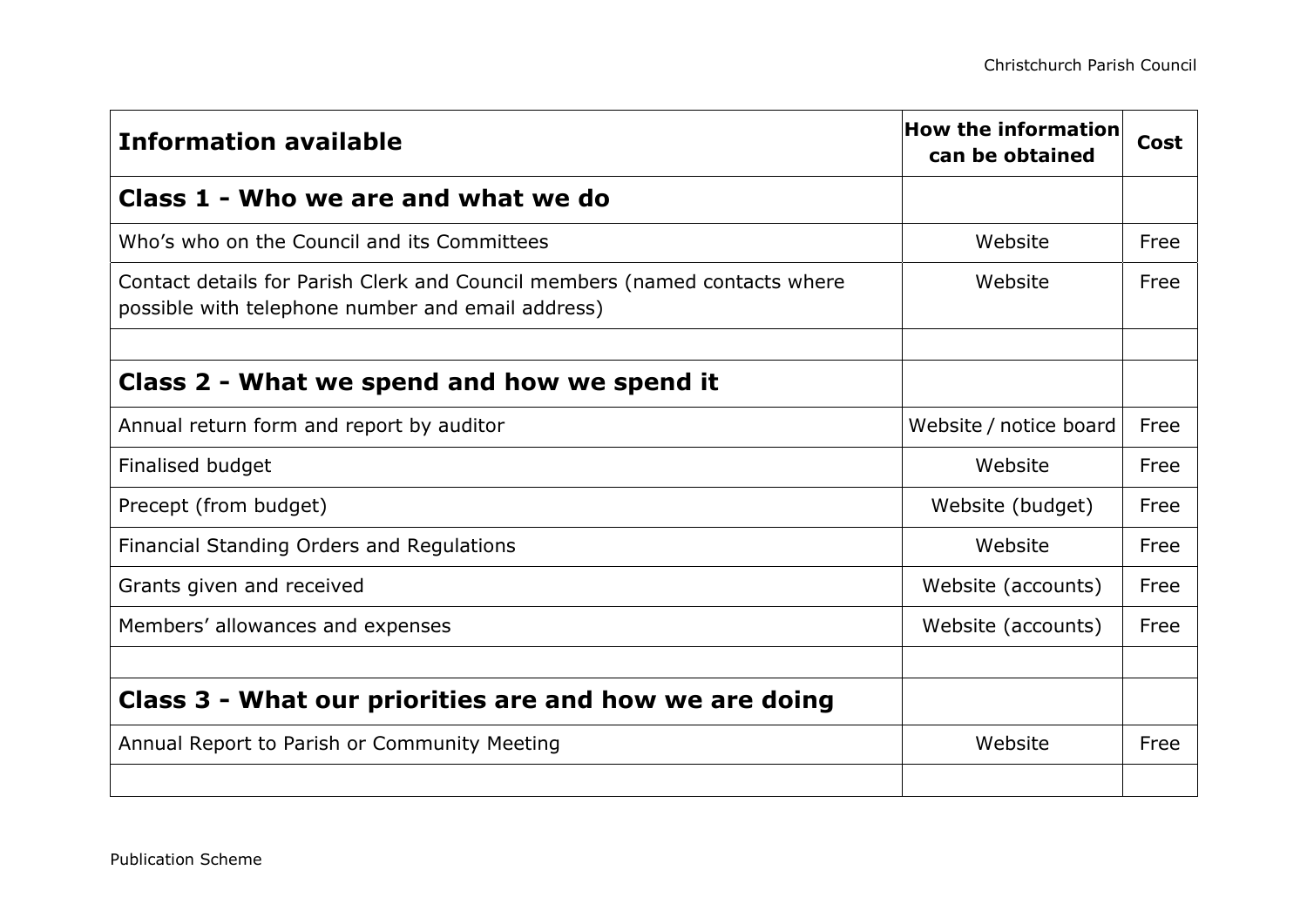| **Information available** | **How the information can be obtained** | **Cost** |
|---|---|---|
| **Class 1 - Who we are and what we do** | | |
| Who's who on the Council and its Committees | Website | Free |
| Contact details for Parish Clerk and Council members (named contacts where possible with telephone number and email address) | Website | Free |
| | | |
| **Class 2 - What we spend and how we spend it** | | |
| Annual return form and report by auditor | Website / notice board | Free |
| Finalised budget | Website | Free |
| Precept (from budget) | Website (budget) | Free |
| Financial Standing Orders and Regulations | Website | Free |
| Grants given and received | Website (accounts) | Free |
| Members' allowances and expenses | Website (accounts) | Free |
| | | |
| **Class 3 - What our priorities are and how we are doing** | | |
| Annual Report to Parish or Community Meeting | Website | Free |
| | | |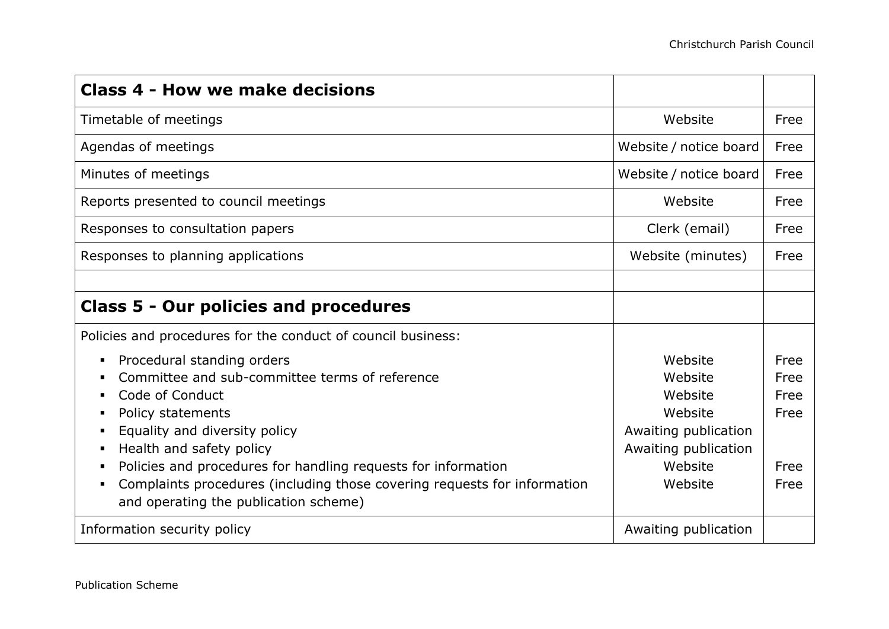| **Class 4 - How we make decisions** | | |
|---|---|---|
| Timetable of meetings | Website | Free |
| Agendas of meetings | Website / notice board | Free |
| Minutes of meetings | Website / notice board | Free |
| Reports presented to council meetings | Website | Free |
| Responses to consultation papers | Clerk (email) | Free |
| Responses to planning applications | Website (minutes) | Free |
| | | |
| **Class 5 - Our policies and procedures** | | |
| Policies and procedures for the conduct of council business: | | |
| ▪ Procedural standing orders | Website | Free |
| ▪ Committee and sub-committee terms of reference | Website | Free |
| ▪ Code of Conduct | Website | Free |
| ▪ Policy statements | Website | Free |
| ▪ Equality and diversity policy | Awaiting publication | |
| ▪ Health and safety policy | Awaiting publication | |
| ▪ Policies and procedures for handling requests for information | Website | Free |
| ▪ Complaints procedures (including those covering requests for information and operating the publication scheme) | Website | Free |
| Information security policy | Awaiting publication | |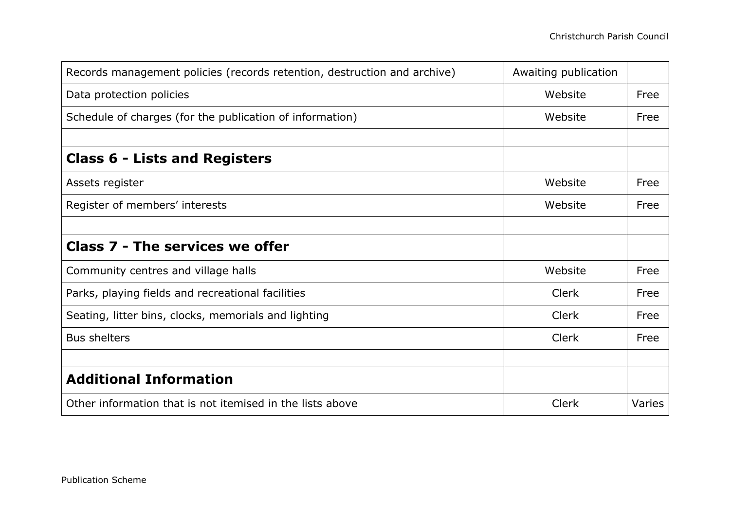| | | |
|---|---|---|
| Records management policies (records retention, destruction and archive) | Awaiting publication | |
| Data protection policies | Website | Free |
| Schedule of charges (for the publication of information) | Website | Free |
| | | |
| **Class 6 - Lists and Registers** | | |
| Assets register | Website | Free |
| Register of members' interests | Website | Free |
| | | |
| **Class 7 - The services we offer** | | |
| Community centres and village halls | Website | Free |
| Parks, playing fields and recreational facilities | Clerk | Free |
| Seating, litter bins, clocks, memorials and lighting | Clerk | Free |
| Bus shelters | Clerk | Free |
| | | |
| **Additional Information** | | |
| Other information that is not itemised in the lists above | Clerk | Varies |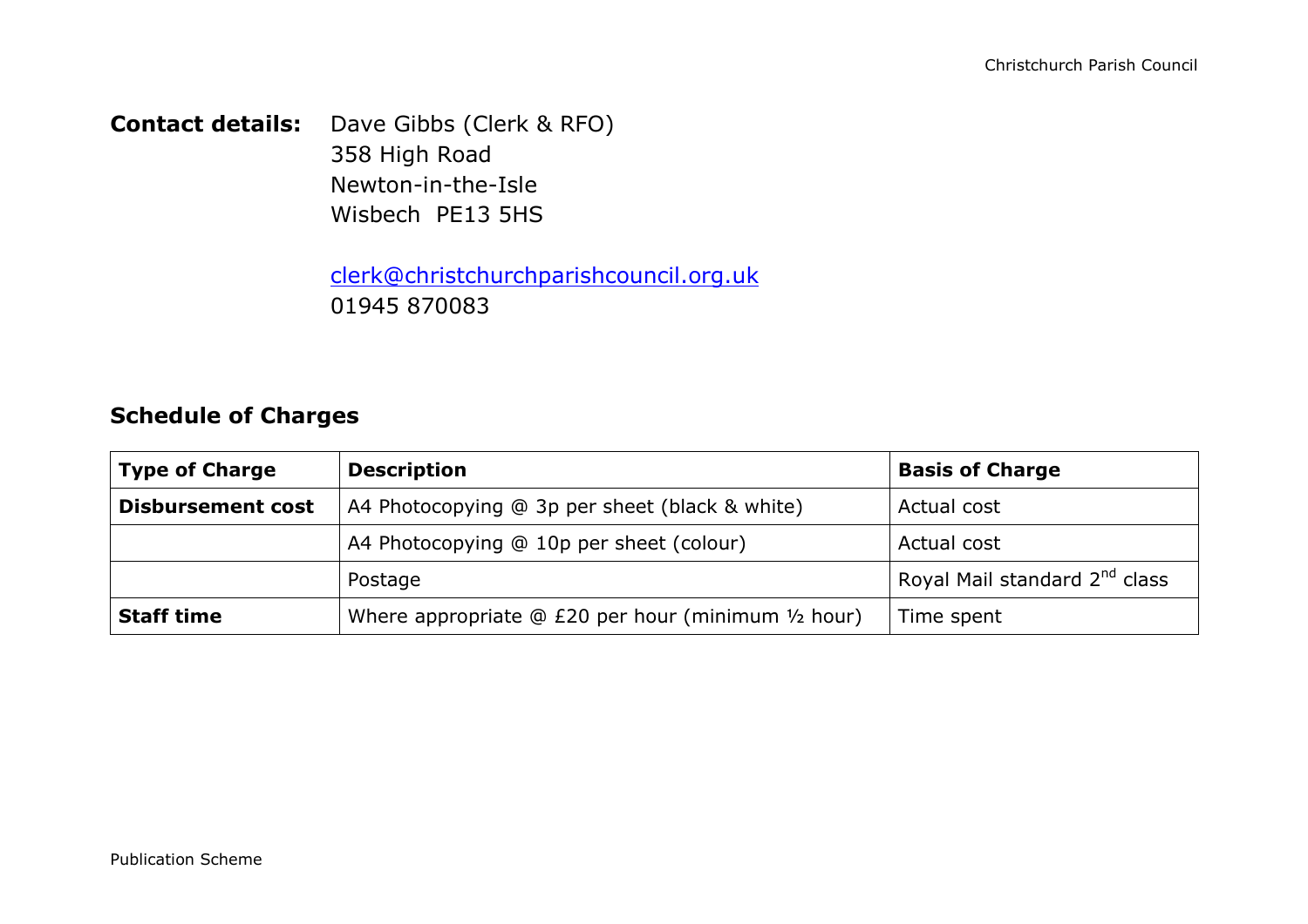**Contact details:** Dave Gibbs (Clerk & RFO)
358 High Road
Newton-in-the-Isle
Wisbech PE13 5HS

clerk@christchurchparishcouncil.org.uk
01945 870083

## Schedule of Charges

| Type of Charge | Description | Basis of Charge |
|---|---|---|
| **Disbursement cost** | A4 Photocopying @ 3p per sheet (black & white) | Actual cost |
| | A4 Photocopying @ 10p per sheet (colour) | Actual cost |
| | Postage | Royal Mail standard 2nd class |
| **Staff time** | Where appropriate @ £20 per hour (minimum ½ hour) | Time spent |